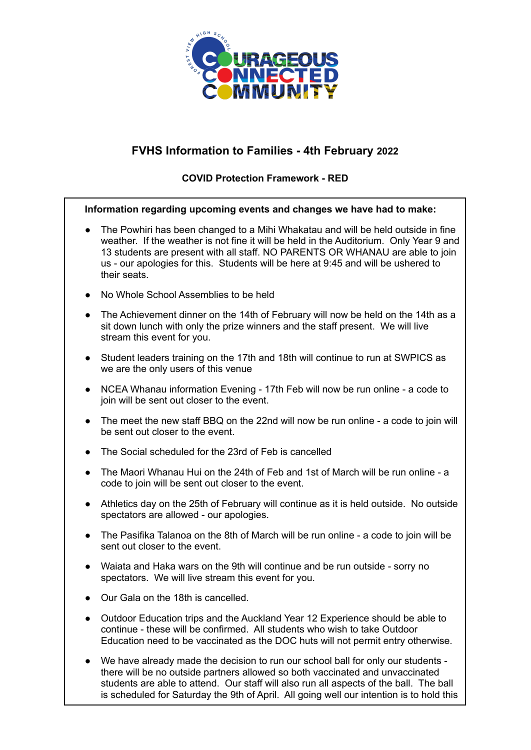# FVHS Information to Families - 4th February 2022

**COVID Protection Framework - RED**

**Information regarding upcoming events and changes we have had to make:**

- The Powhiri has been changed to a Mihi Whakatau and will be held outside in fine weather. If the weather is not fine it will be held in the Auditorium. Only Year 9 and 13 students are present with all staff. NO PARENTS OR WHANAU are able to join us - our apologies for this. Students will be here at 9:45 and will be ushered to their seats.
- No Whole School Assemblies to be held
- The Achievement dinner on the 14th of February will now be held on the 14th as a sit down lunch with only the prize winners and the staff present. We will live stream this event for you.
- Student leaders training on the 17th and 18th will continue to run at SWPICS as we are the only users of this venue
- NCEA Whanau information Evening - 17th Feb will now be run online - a code to join will be sent out closer to the event.
- The meet the new staff BBQ on the 22nd will now be run online - a code to join will be sent out closer to the event.
- The Social scheduled for the 23rd of Feb is cancelled
- The Maori Whanau Hui on the 24th of Feb and 1st of March will be run online - a code to join will be sent out closer to the event.
- Athletics day on the 25th of February will continue as it is held outside. No outside spectators are allowed - our apologies.
- The Pasifika Talanoa on the 8th of March will be run online - a code to join will be sent out closer to the event.
- Waiata and Haka wars on the 9th will continue and be run outside - sorry no spectators. We will live stream this event for you.
- Our Gala on the 18th is cancelled.
- Outdoor Education trips and the Auckland Year 12 Experience should be able to continue - these will be confirmed. All students who wish to take Outdoor Education need to be vaccinated as the DOC huts will not permit entry otherwise.
- We have already made the decision to run our school ball for only our students - there will be no outside partners allowed so both vaccinated and unvaccinated students are able to attend. Our staff will also run all aspects of the ball. The ball is scheduled for Saturday the 9th of April. All going well our intention is to hold this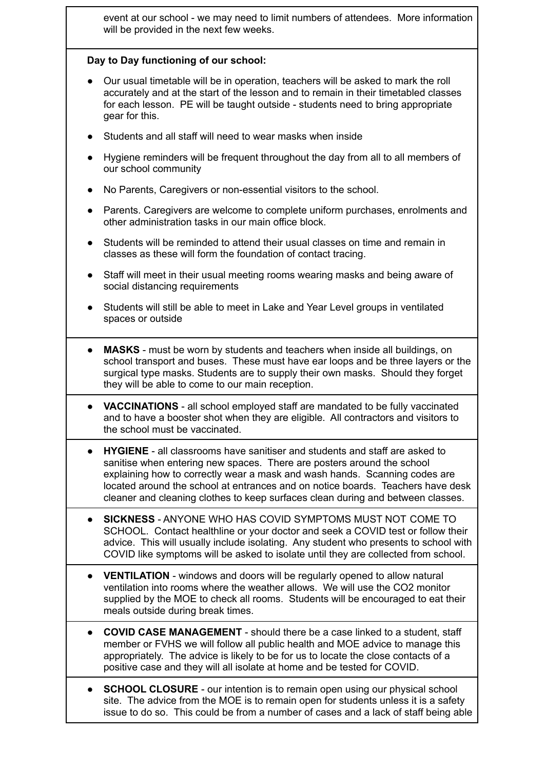event at our school - we may need to limit numbers of attendees. More information will be provided in the next few weeks.

**Day to Day functioning of our school:**

- Our usual timetable will be in operation, teachers will be asked to mark the roll accurately and at the start of the lesson and to remain in their timetabled classes for each lesson. PE will be taught outside - students need to bring appropriate gear for this.
- Students and all staff will need to wear masks when inside
- Hygiene reminders will be frequent throughout the day from all to all members of our school community
- No Parents, Caregivers or non-essential visitors to the school.
- Parents. Caregivers are welcome to complete uniform purchases, enrolments and other administration tasks in our main office block.
- Students will be reminded to attend their usual classes on time and remain in classes as these will form the foundation of contact tracing.
- Staff will meet in their usual meeting rooms wearing masks and being aware of social distancing requirements
- Students will still be able to meet in Lake and Year Level groups in ventilated spaces or outside

- **MASKS** - must be worn by students and teachers when inside all buildings, on school transport and buses. These must have ear loops and be three layers or the surgical type masks. Students are to supply their own masks. Should they forget they will be able to come to our main reception.

- **VACCINATIONS** - all school employed staff are mandated to be fully vaccinated and to have a booster shot when they are eligible. All contractors and visitors to the school must be vaccinated.

- **HYGIENE** - all classrooms have sanitiser and students and staff are asked to sanitise when entering new spaces. There are posters around the school explaining how to correctly wear a mask and wash hands. Scanning codes are located around the school at entrances and on notice boards. Teachers have desk cleaner and cleaning clothes to keep surfaces clean during and between classes.

- **SICKNESS** - ANYONE WHO HAS COVID SYMPTOMS MUST NOT COME TO SCHOOL. Contact healthline or your doctor and seek a COVID test or follow their advice. This will usually include isolating. Any student who presents to school with COVID like symptoms will be asked to isolate until they are collected from school.

- **VENTILATION** - windows and doors will be regularly opened to allow natural ventilation into rooms where the weather allows. We will use the CO2 monitor supplied by the MOE to check all rooms. Students will be encouraged to eat their meals outside during break times.

- **COVID CASE MANAGEMENT** - should there be a case linked to a student, staff member or FVHS we will follow all public health and MOE advice to manage this appropriately. The advice is likely to be for us to locate the close contacts of a positive case and they will all isolate at home and be tested for COVID.

- **SCHOOL CLOSURE** - our intention is to remain open using our physical school site. The advice from the MOE is to remain open for students unless it is a safety issue to do so. This could be from a number of cases and a lack of staff being able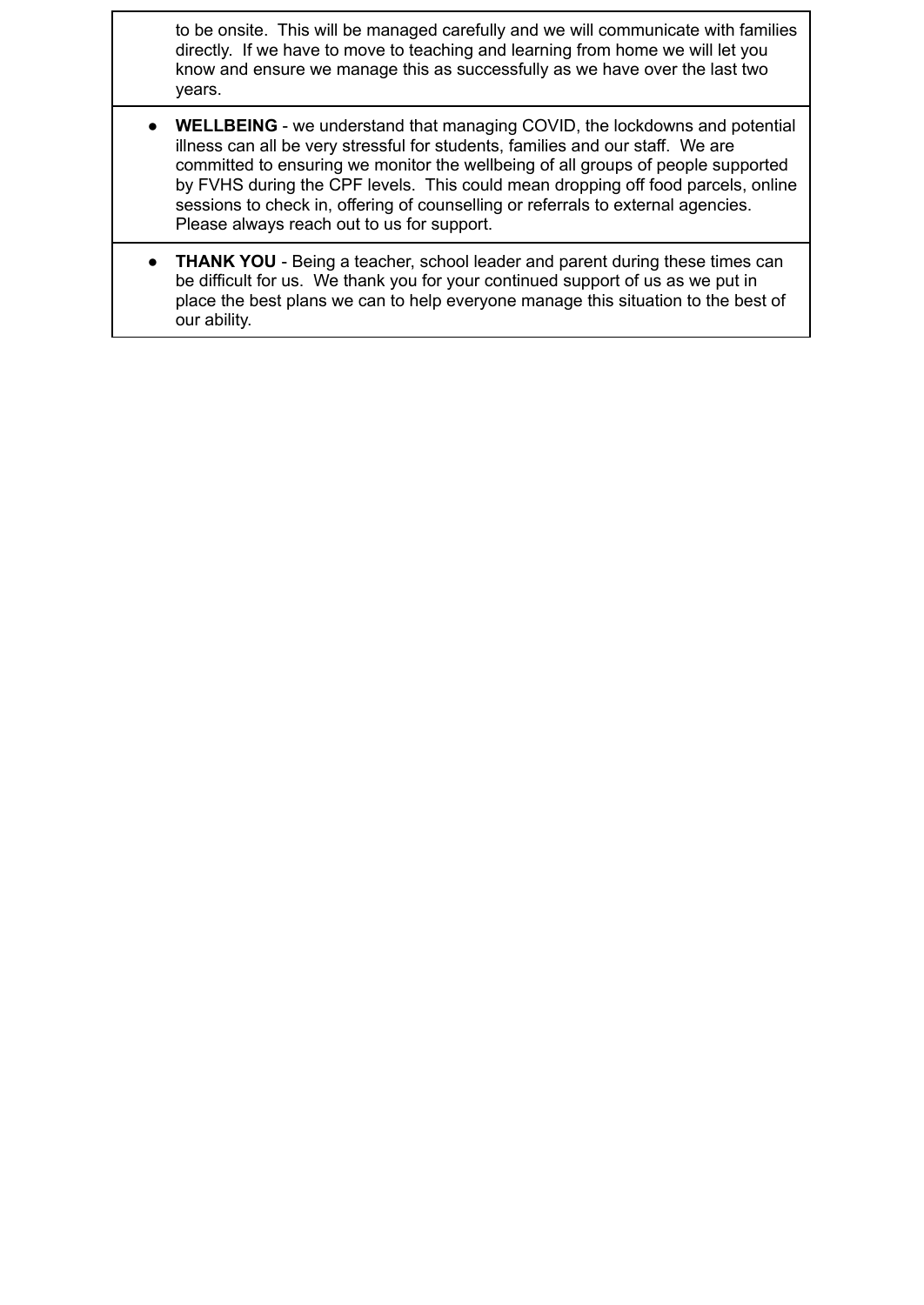to be onsite. This will be managed carefully and we will communicate with families directly. If we have to move to teaching and learning from home we will let you know and ensure we manage this as successfully as we have over the last two years.

- **WELLBEING** - we understand that managing COVID, the lockdowns and potential illness can all be very stressful for students, families and our staff. We are committed to ensuring we monitor the wellbeing of all groups of people supported by FVHS during the CPF levels. This could mean dropping off food parcels, online sessions to check in, offering of counselling or referrals to external agencies. Please always reach out to us for support.

- **THANK YOU** - Being a teacher, school leader and parent during these times can be difficult for us. We thank you for your continued support of us as we put in place the best plans we can to help everyone manage this situation to the best of our ability.